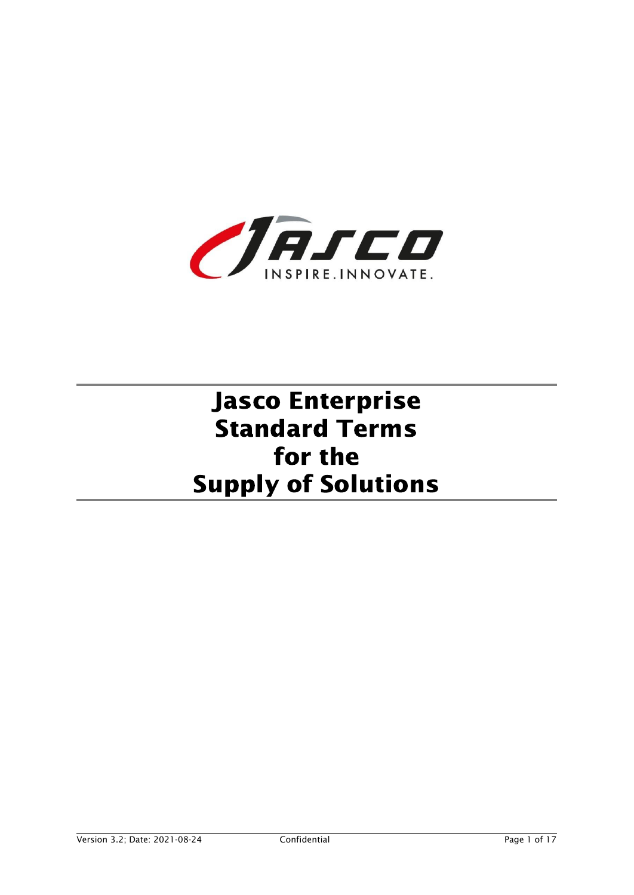# Jasco Enterprise Standard Terms for the Supply of Solutions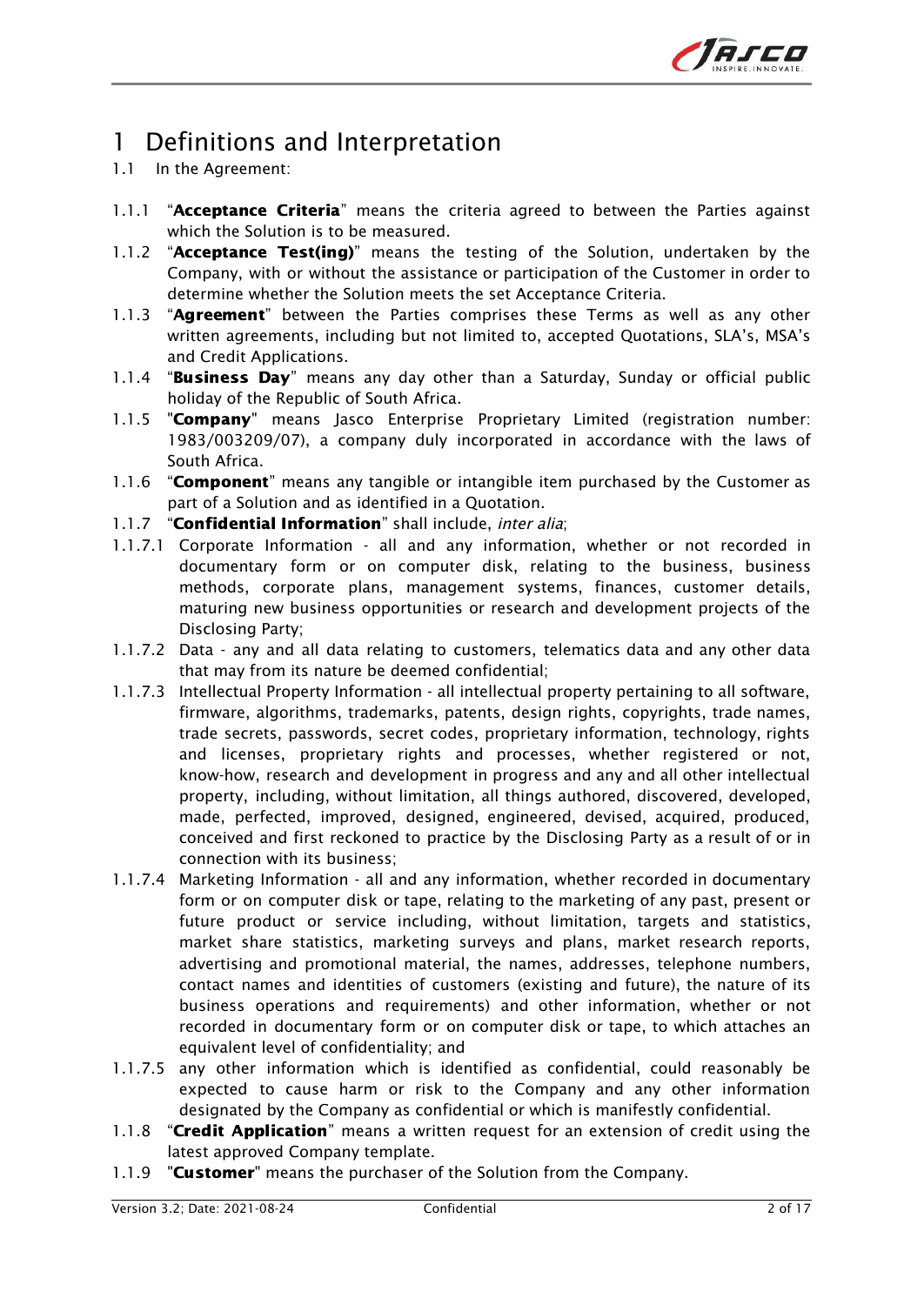# 1 Definitions and Interpretation

1.1 In the Agreement:

1.1.1 "**Acceptance Criteria**" means the criteria agreed to between the Parties against which the Solution is to be measured.

1.1.2 "**Acceptance Test(ing)**" means the testing of the Solution, undertaken by the Company, with or without the assistance or participation of the Customer in order to determine whether the Solution meets the set Acceptance Criteria.

1.1.3 "**Agreement**" between the Parties comprises these Terms as well as any other written agreements, including but not limited to, accepted Quotations, SLA's, MSA's and Credit Applications.

1.1.4 "**Business Day**" means any day other than a Saturday, Sunday or official public holiday of the Republic of South Africa.

1.1.5 "**Company**" means Jasco Enterprise Proprietary Limited (registration number: 1983/003209/07), a company duly incorporated in accordance with the laws of South Africa.

1.1.6 "**Component**" means any tangible or intangible item purchased by the Customer as part of a Solution and as identified in a Quotation.

1.1.7 "**Confidential Information**" shall include, *inter alia*;

1.1.7.1 Corporate Information - all and any information, whether or not recorded in documentary form or on computer disk, relating to the business, business methods, corporate plans, management systems, finances, customer details, maturing new business opportunities or research and development projects of the Disclosing Party;

1.1.7.2 Data - any and all data relating to customers, telematics data and any other data that may from its nature be deemed confidential;

1.1.7.3 Intellectual Property Information - all intellectual property pertaining to all software, firmware, algorithms, trademarks, patents, design rights, copyrights, trade names, trade secrets, passwords, secret codes, proprietary information, technology, rights and licenses, proprietary rights and processes, whether registered or not, know-how, research and development in progress and any and all other intellectual property, including, without limitation, all things authored, discovered, developed, made, perfected, improved, designed, engineered, devised, acquired, produced, conceived and first reckoned to practice by the Disclosing Party as a result of or in connection with its business;

1.1.7.4 Marketing Information - all and any information, whether recorded in documentary form or on computer disk or tape, relating to the marketing of any past, present or future product or service including, without limitation, targets and statistics, market share statistics, marketing surveys and plans, market research reports, advertising and promotional material, the names, addresses, telephone numbers, contact names and identities of customers (existing and future), the nature of its business operations and requirements) and other information, whether or not recorded in documentary form or on computer disk or tape, to which attaches an equivalent level of confidentiality; and

1.1.7.5 any other information which is identified as confidential, could reasonably be expected to cause harm or risk to the Company and any other information designated by the Company as confidential or which is manifestly confidential.

1.1.8 "**Credit Application**" means a written request for an extension of credit using the latest approved Company template.

1.1.9 "**Customer**" means the purchaser of the Solution from the Company.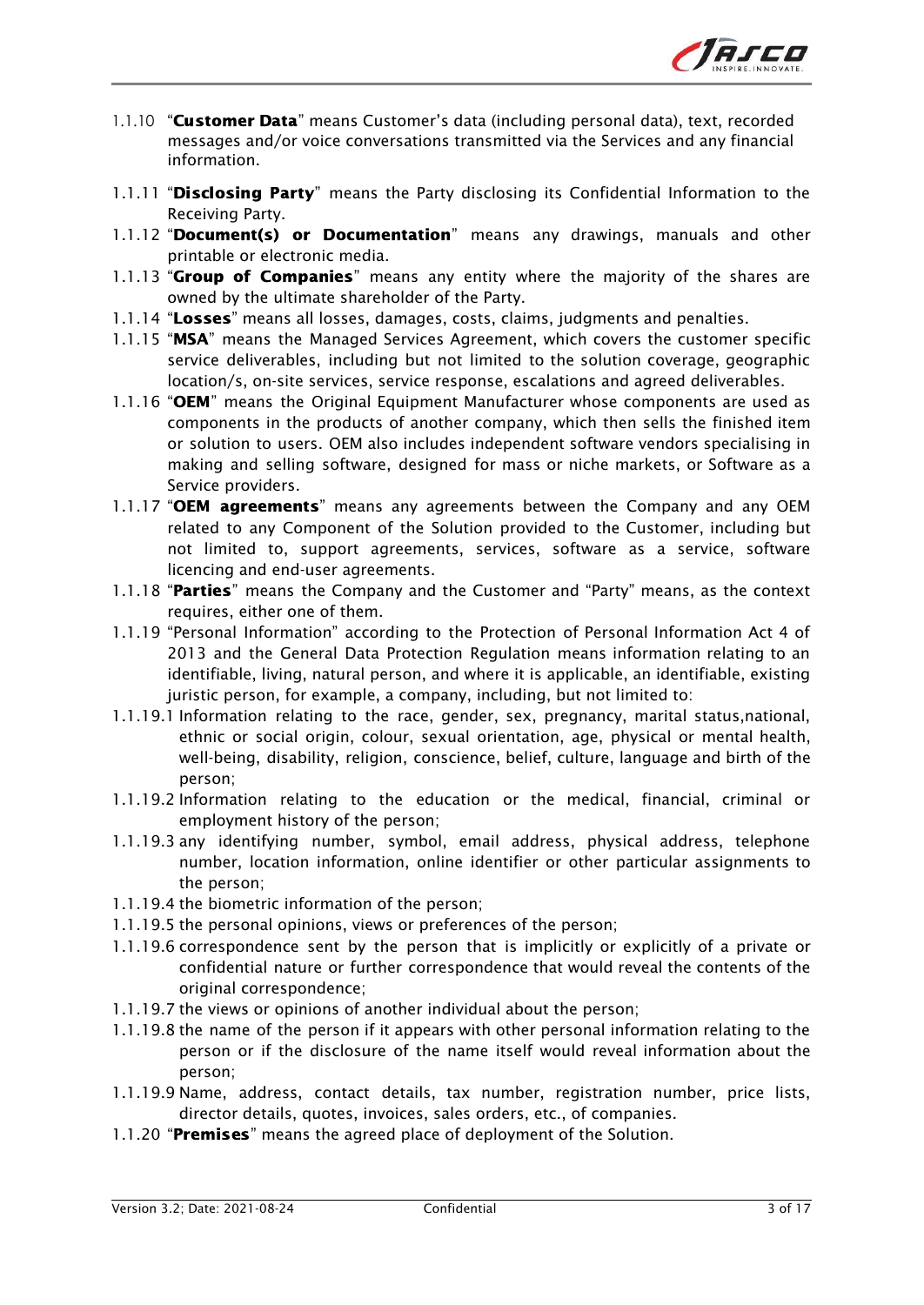1.1.10 "**Customer Data**" means Customer's data (including personal data), text, recorded messages and/or voice conversations transmitted via the Services and any financial information.

1.1.11 "**Disclosing Party**" means the Party disclosing its Confidential Information to the Receiving Party.

1.1.12 "**Document(s) or Documentation**" means any drawings, manuals and other printable or electronic media.

1.1.13 "**Group of Companies**" means any entity where the majority of the shares are owned by the ultimate shareholder of the Party.

1.1.14 "**Losses**" means all losses, damages, costs, claims, judgments and penalties.

1.1.15 "**MSA**" means the Managed Services Agreement, which covers the customer specific service deliverables, including but not limited to the solution coverage, geographic location/s, on-site services, service response, escalations and agreed deliverables.

1.1.16 "**OEM**" means the Original Equipment Manufacturer whose components are used as components in the products of another company, which then sells the finished item or solution to users. OEM also includes independent software vendors specialising in making and selling software, designed for mass or niche markets, or Software as a Service providers.

1.1.17 "**OEM agreements**" means any agreements between the Company and any OEM related to any Component of the Solution provided to the Customer, including but not limited to, support agreements, services, software as a service, software licencing and end-user agreements.

1.1.18 "**Parties**" means the Company and the Customer and "Party" means, as the context requires, either one of them.

1.1.19 "Personal Information" according to the Protection of Personal Information Act 4 of 2013 and the General Data Protection Regulation means information relating to an identifiable, living, natural person, and where it is applicable, an identifiable, existing juristic person, for example, a company, including, but not limited to:

1.1.19.1 Information relating to the race, gender, sex, pregnancy, marital status,national, ethnic or social origin, colour, sexual orientation, age, physical or mental health, well-being, disability, religion, conscience, belief, culture, language and birth of the person;

1.1.19.2 Information relating to the education or the medical, financial, criminal or employment history of the person;

1.1.19.3 any identifying number, symbol, email address, physical address, telephone number, location information, online identifier or other particular assignments to the person;

1.1.19.4 the biometric information of the person;

1.1.19.5 the personal opinions, views or preferences of the person;

1.1.19.6 correspondence sent by the person that is implicitly or explicitly of a private or confidential nature or further correspondence that would reveal the contents of the original correspondence;

1.1.19.7 the views or opinions of another individual about the person;

1.1.19.8 the name of the person if it appears with other personal information relating to the person or if the disclosure of the name itself would reveal information about the person;

1.1.19.9 Name, address, contact details, tax number, registration number, price lists, director details, quotes, invoices, sales orders, etc., of companies.

1.1.20 "**Premises**" means the agreed place of deployment of the Solution.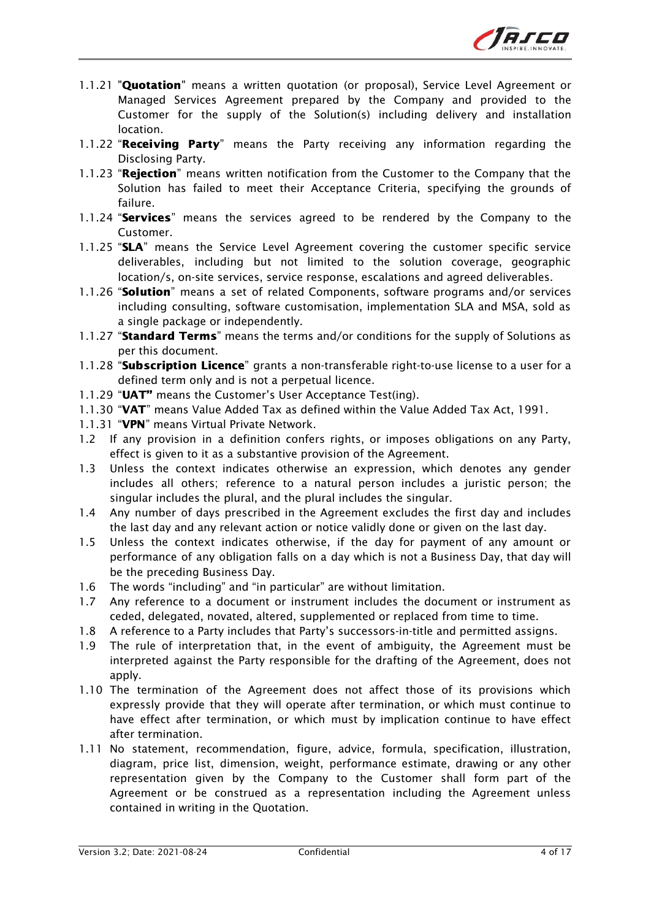1.1.21 "**Quotation**" means a written quotation (or proposal), Service Level Agreement or Managed Services Agreement prepared by the Company and provided to the Customer for the supply of the Solution(s) including delivery and installation location.

1.1.22 "**Receiving Party**" means the Party receiving any information regarding the Disclosing Party.

1.1.23 "**Rejection**" means written notification from the Customer to the Company that the Solution has failed to meet their Acceptance Criteria, specifying the grounds of failure.

1.1.24 "**Services**" means the services agreed to be rendered by the Company to the Customer.

1.1.25 "**SLA**" means the Service Level Agreement covering the customer specific service deliverables, including but not limited to the solution coverage, geographic location/s, on-site services, service response, escalations and agreed deliverables.

1.1.26 "**Solution**" means a set of related Components, software programs and/or services including consulting, software customisation, implementation SLA and MSA, sold as a single package or independently.

1.1.27 "**Standard Terms**" means the terms and/or conditions for the supply of Solutions as per this document.

1.1.28 "**Subscription Licence**" grants a non-transferable right-to-use license to a user for a defined term only and is not a perpetual licence.

1.1.29 "**UAT"** means the Customer's User Acceptance Test(ing).

1.1.30 "**VAT**" means Value Added Tax as defined within the Value Added Tax Act, 1991.

1.1.31 "**VPN**" means Virtual Private Network.

1.2 If any provision in a definition confers rights, or imposes obligations on any Party, effect is given to it as a substantive provision of the Agreement.

1.3 Unless the context indicates otherwise an expression, which denotes any gender includes all others; reference to a natural person includes a juristic person; the singular includes the plural, and the plural includes the singular.

1.4 Any number of days prescribed in the Agreement excludes the first day and includes the last day and any relevant action or notice validly done or given on the last day.

1.5 Unless the context indicates otherwise, if the day for payment of any amount or performance of any obligation falls on a day which is not a Business Day, that day will be the preceding Business Day.

1.6 The words "including" and "in particular" are without limitation.

1.7 Any reference to a document or instrument includes the document or instrument as ceded, delegated, novated, altered, supplemented or replaced from time to time.

1.8 A reference to a Party includes that Party's successors-in-title and permitted assigns.

1.9 The rule of interpretation that, in the event of ambiguity, the Agreement must be interpreted against the Party responsible for the drafting of the Agreement, does not apply.

1.10 The termination of the Agreement does not affect those of its provisions which expressly provide that they will operate after termination, or which must continue to have effect after termination, or which must by implication continue to have effect after termination.

1.11 No statement, recommendation, figure, advice, formula, specification, illustration, diagram, price list, dimension, weight, performance estimate, drawing or any other representation given by the Company to the Customer shall form part of the Agreement or be construed as a representation including the Agreement unless contained in writing in the Quotation.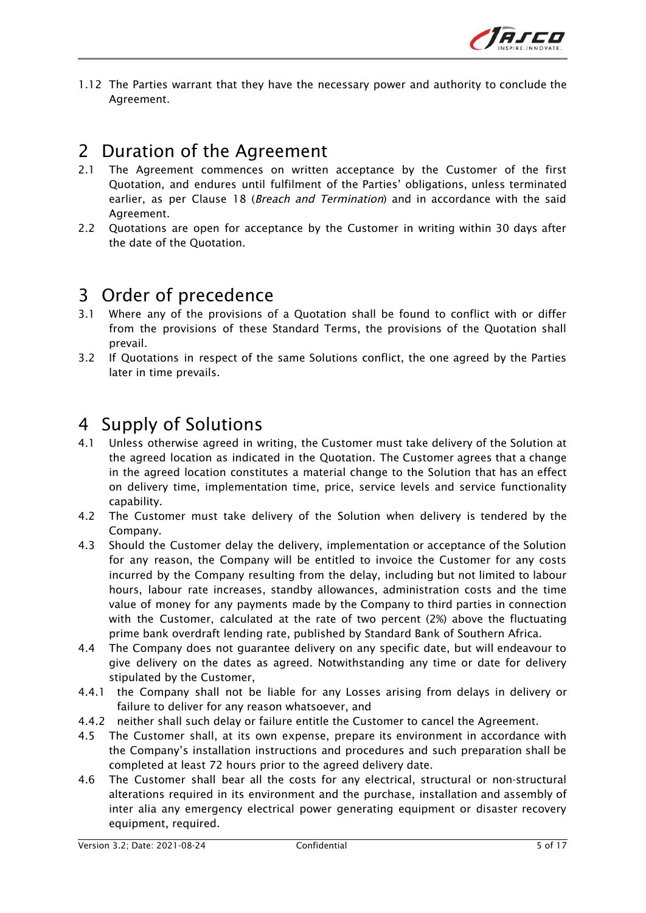1.12 The Parties warrant that they have the necessary power and authority to conclude the Agreement.

## 2 Duration of the Agreement

2.1 The Agreement commences on written acceptance by the Customer of the first Quotation, and endures until fulfilment of the Parties' obligations, unless terminated earlier, as per Clause 18 (*Breach and Termination*) and in accordance with the said Agreement.

2.2 Quotations are open for acceptance by the Customer in writing within 30 days after the date of the Quotation.

## 3 Order of precedence

3.1 Where any of the provisions of a Quotation shall be found to conflict with or differ from the provisions of these Standard Terms, the provisions of the Quotation shall prevail.

3.2 If Quotations in respect of the same Solutions conflict, the one agreed by the Parties later in time prevails.

## 4 Supply of Solutions

4.1 Unless otherwise agreed in writing, the Customer must take delivery of the Solution at the agreed location as indicated in the Quotation. The Customer agrees that a change in the agreed location constitutes a material change to the Solution that has an effect on delivery time, implementation time, price, service levels and service functionality capability.

4.2 The Customer must take delivery of the Solution when delivery is tendered by the Company.

4.3 Should the Customer delay the delivery, implementation or acceptance of the Solution for any reason, the Company will be entitled to invoice the Customer for any costs incurred by the Company resulting from the delay, including but not limited to labour hours, labour rate increases, standby allowances, administration costs and the time value of money for any payments made by the Company to third parties in connection with the Customer, calculated at the rate of two percent (2%) above the fluctuating prime bank overdraft lending rate, published by Standard Bank of Southern Africa.

4.4 The Company does not guarantee delivery on any specific date, but will endeavour to give delivery on the dates as agreed. Notwithstanding any time or date for delivery stipulated by the Customer,

4.4.1 the Company shall not be liable for any Losses arising from delays in delivery or failure to deliver for any reason whatsoever, and

4.4.2 neither shall such delay or failure entitle the Customer to cancel the Agreement.

4.5 The Customer shall, at its own expense, prepare its environment in accordance with the Company's installation instructions and procedures and such preparation shall be completed at least 72 hours prior to the agreed delivery date.

4.6 The Customer shall bear all the costs for any electrical, structural or non-structural alterations required in its environment and the purchase, installation and assembly of inter alia any emergency electrical power generating equipment or disaster recovery equipment, required.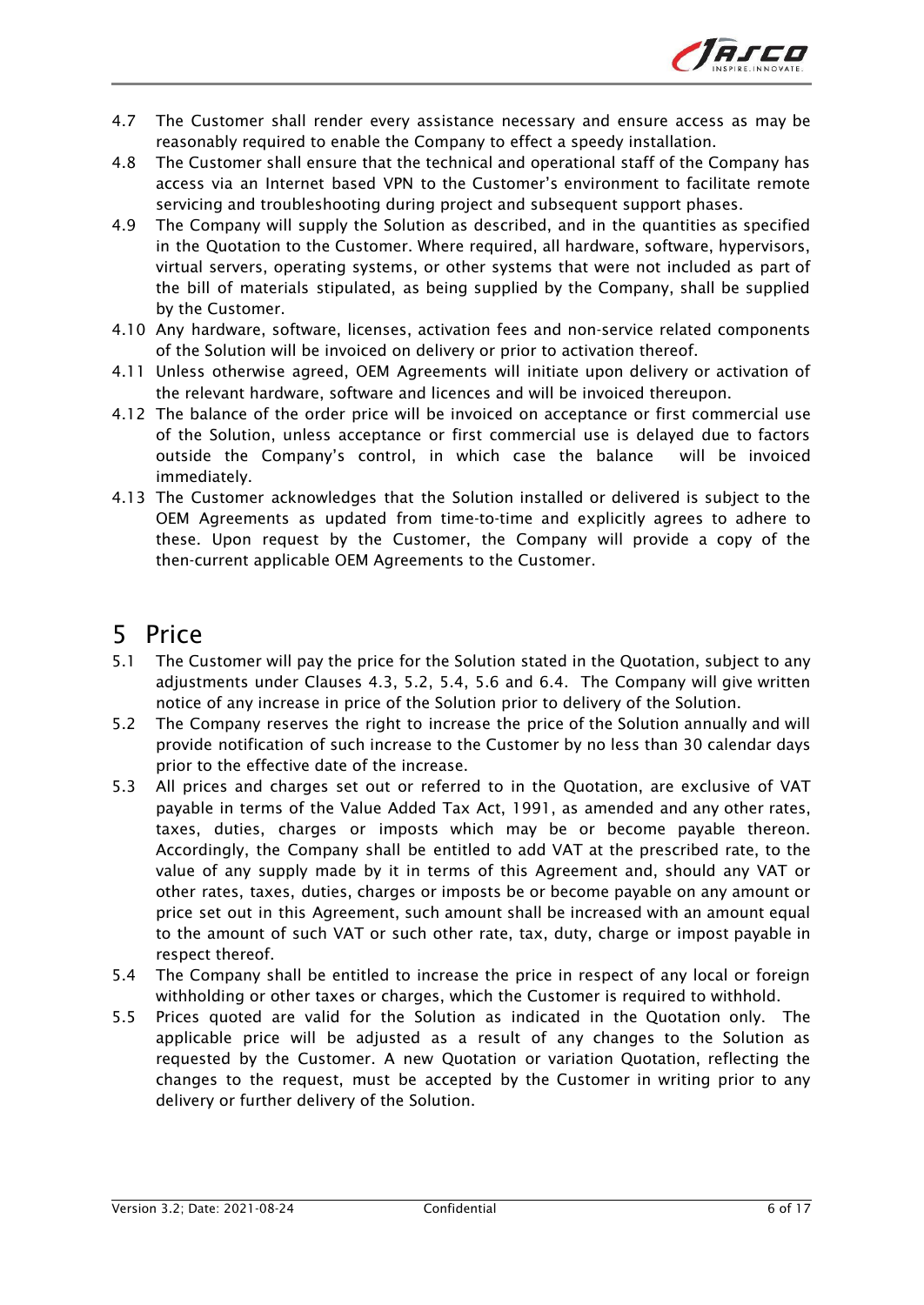4.7 The Customer shall render every assistance necessary and ensure access as may be reasonably required to enable the Company to effect a speedy installation.

4.8 The Customer shall ensure that the technical and operational staff of the Company has access via an Internet based VPN to the Customer's environment to facilitate remote servicing and troubleshooting during project and subsequent support phases.

4.9 The Company will supply the Solution as described, and in the quantities as specified in the Quotation to the Customer. Where required, all hardware, software, hypervisors, virtual servers, operating systems, or other systems that were not included as part of the bill of materials stipulated, as being supplied by the Company, shall be supplied by the Customer.

4.10 Any hardware, software, licenses, activation fees and non-service related components of the Solution will be invoiced on delivery or prior to activation thereof.

4.11 Unless otherwise agreed, OEM Agreements will initiate upon delivery or activation of the relevant hardware, software and licences and will be invoiced thereupon.

4.12 The balance of the order price will be invoiced on acceptance or first commercial use of the Solution, unless acceptance or first commercial use is delayed due to factors outside the Company's control, in which case the balance will be invoiced immediately.

4.13 The Customer acknowledges that the Solution installed or delivered is subject to the OEM Agreements as updated from time-to-time and explicitly agrees to adhere to these. Upon request by the Customer, the Company will provide a copy of the then-current applicable OEM Agreements to the Customer.

# 5 Price

5.1 The Customer will pay the price for the Solution stated in the Quotation, subject to any adjustments under Clauses 4.3, 5.2, 5.4, 5.6 and 6.4. The Company will give written notice of any increase in price of the Solution prior to delivery of the Solution.

5.2 The Company reserves the right to increase the price of the Solution annually and will provide notification of such increase to the Customer by no less than 30 calendar days prior to the effective date of the increase.

5.3 All prices and charges set out or referred to in the Quotation, are exclusive of VAT payable in terms of the Value Added Tax Act, 1991, as amended and any other rates, taxes, duties, charges or imposts which may be or become payable thereon. Accordingly, the Company shall be entitled to add VAT at the prescribed rate, to the value of any supply made by it in terms of this Agreement and, should any VAT or other rates, taxes, duties, charges or imposts be or become payable on any amount or price set out in this Agreement, such amount shall be increased with an amount equal to the amount of such VAT or such other rate, tax, duty, charge or impost payable in respect thereof.

5.4 The Company shall be entitled to increase the price in respect of any local or foreign withholding or other taxes or charges, which the Customer is required to withhold.

5.5 Prices quoted are valid for the Solution as indicated in the Quotation only. The applicable price will be adjusted as a result of any changes to the Solution as requested by the Customer. A new Quotation or variation Quotation, reflecting the changes to the request, must be accepted by the Customer in writing prior to any delivery or further delivery of the Solution.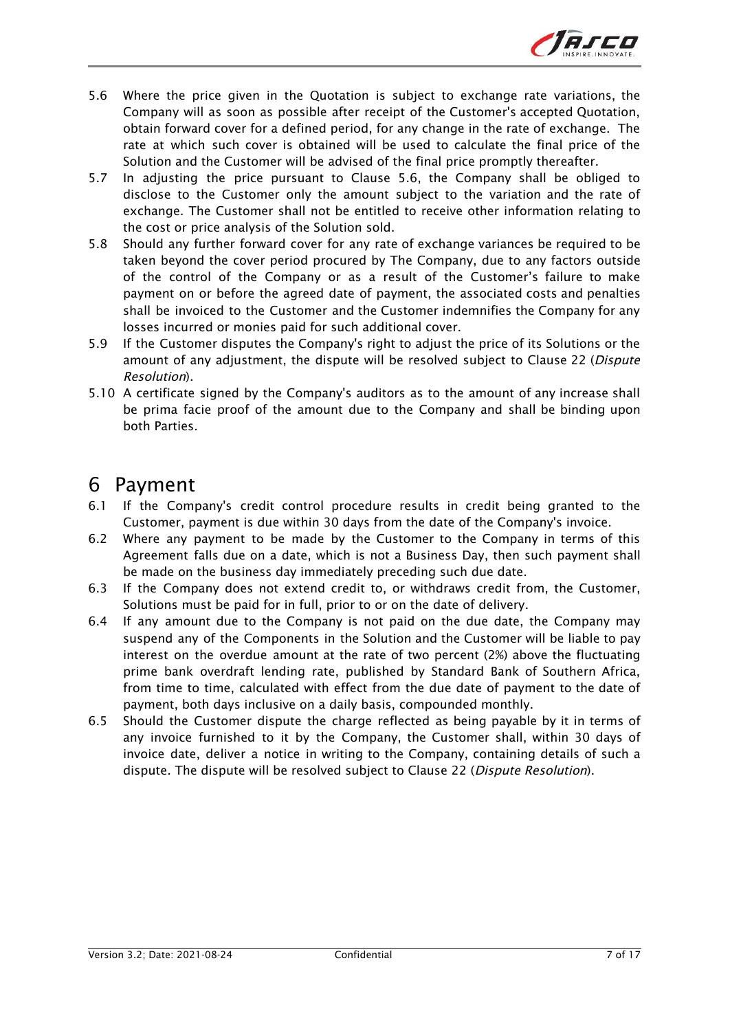5.6 Where the price given in the Quotation is subject to exchange rate variations, the Company will as soon as possible after receipt of the Customer's accepted Quotation, obtain forward cover for a defined period, for any change in the rate of exchange. The rate at which such cover is obtained will be used to calculate the final price of the Solution and the Customer will be advised of the final price promptly thereafter.

5.7 In adjusting the price pursuant to Clause 5.6, the Company shall be obliged to disclose to the Customer only the amount subject to the variation and the rate of exchange. The Customer shall not be entitled to receive other information relating to the cost or price analysis of the Solution sold.

5.8 Should any further forward cover for any rate of exchange variances be required to be taken beyond the cover period procured by The Company, due to any factors outside of the control of the Company or as a result of the Customer's failure to make payment on or before the agreed date of payment, the associated costs and penalties shall be invoiced to the Customer and the Customer indemnifies the Company for any losses incurred or monies paid for such additional cover.

5.9 If the Customer disputes the Company's right to adjust the price of its Solutions or the amount of any adjustment, the dispute will be resolved subject to Clause 22 (*Dispute Resolution*).

5.10 A certificate signed by the Company's auditors as to the amount of any increase shall be prima facie proof of the amount due to the Company and shall be binding upon both Parties.

# 6 Payment

6.1 If the Company's credit control procedure results in credit being granted to the Customer, payment is due within 30 days from the date of the Company's invoice.

6.2 Where any payment to be made by the Customer to the Company in terms of this Agreement falls due on a date, which is not a Business Day, then such payment shall be made on the business day immediately preceding such due date.

6.3 If the Company does not extend credit to, or withdraws credit from, the Customer, Solutions must be paid for in full, prior to or on the date of delivery.

6.4 If any amount due to the Company is not paid on the due date, the Company may suspend any of the Components in the Solution and the Customer will be liable to pay interest on the overdue amount at the rate of two percent (2%) above the fluctuating prime bank overdraft lending rate, published by Standard Bank of Southern Africa, from time to time, calculated with effect from the due date of payment to the date of payment, both days inclusive on a daily basis, compounded monthly.

6.5 Should the Customer dispute the charge reflected as being payable by it in terms of any invoice furnished to it by the Company, the Customer shall, within 30 days of invoice date, deliver a notice in writing to the Company, containing details of such a dispute. The dispute will be resolved subject to Clause 22 (*Dispute Resolution*).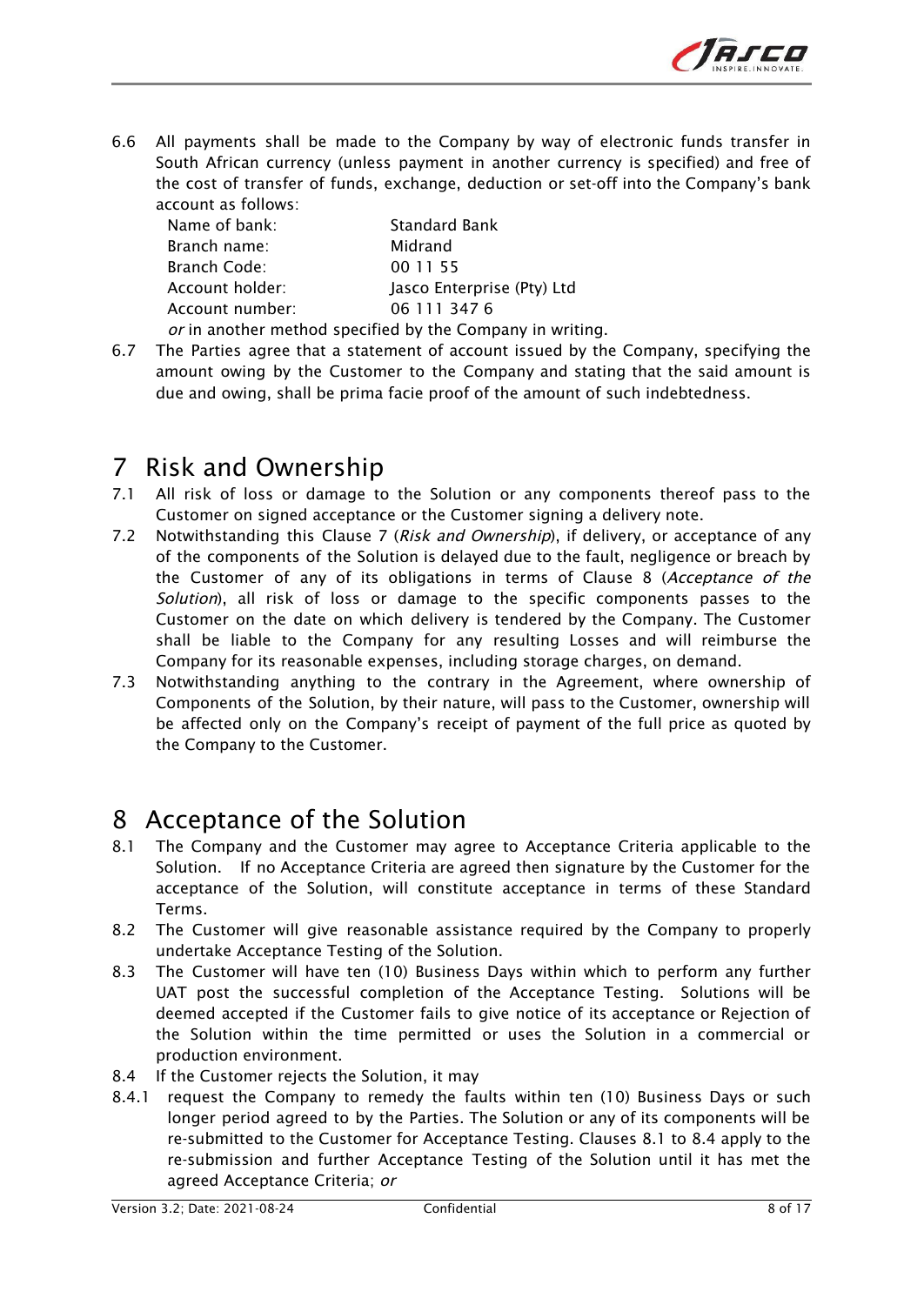6.6 All payments shall be made to the Company by way of electronic funds transfer in South African currency (unless payment in another currency is specified) and free of the cost of transfer of funds, exchange, deduction or set-off into the Company's bank account as follows:

| | |
|---|---|
| Name of bank: | Standard Bank |
| Branch name: | Midrand |
| Branch Code: | 00 11 55 |
| Account holder: | Jasco Enterprise (Pty) Ltd |
| Account number: | 06 111 347 6 |

*or* in another method specified by the Company in writing.

6.7 The Parties agree that a statement of account issued by the Company, specifying the amount owing by the Customer to the Company and stating that the said amount is due and owing, shall be prima facie proof of the amount of such indebtedness.

# 7 Risk and Ownership

7.1 All risk of loss or damage to the Solution or any components thereof pass to the Customer on signed acceptance or the Customer signing a delivery note.

7.2 Notwithstanding this Clause 7 (*Risk and Ownership*), if delivery, or acceptance of any of the components of the Solution is delayed due to the fault, negligence or breach by the Customer of any of its obligations in terms of Clause 8 (*Acceptance of the Solution*), all risk of loss or damage to the specific components passes to the Customer on the date on which delivery is tendered by the Company. The Customer shall be liable to the Company for any resulting Losses and will reimburse the Company for its reasonable expenses, including storage charges, on demand.

7.3 Notwithstanding anything to the contrary in the Agreement, where ownership of Components of the Solution, by their nature, will pass to the Customer, ownership will be affected only on the Company's receipt of payment of the full price as quoted by the Company to the Customer.

# 8 Acceptance of the Solution

8.1 The Company and the Customer may agree to Acceptance Criteria applicable to the Solution. If no Acceptance Criteria are agreed then signature by the Customer for the acceptance of the Solution, will constitute acceptance in terms of these Standard Terms.

8.2 The Customer will give reasonable assistance required by the Company to properly undertake Acceptance Testing of the Solution.

8.3 The Customer will have ten (10) Business Days within which to perform any further UAT post the successful completion of the Acceptance Testing. Solutions will be deemed accepted if the Customer fails to give notice of its acceptance or Rejection of the Solution within the time permitted or uses the Solution in a commercial or production environment.

8.4 If the Customer rejects the Solution, it may

8.4.1 request the Company to remedy the faults within ten (10) Business Days or such longer period agreed to by the Parties. The Solution or any of its components will be re-submitted to the Customer for Acceptance Testing. Clauses 8.1 to 8.4 apply to the re-submission and further Acceptance Testing of the Solution until it has met the agreed Acceptance Criteria; *or*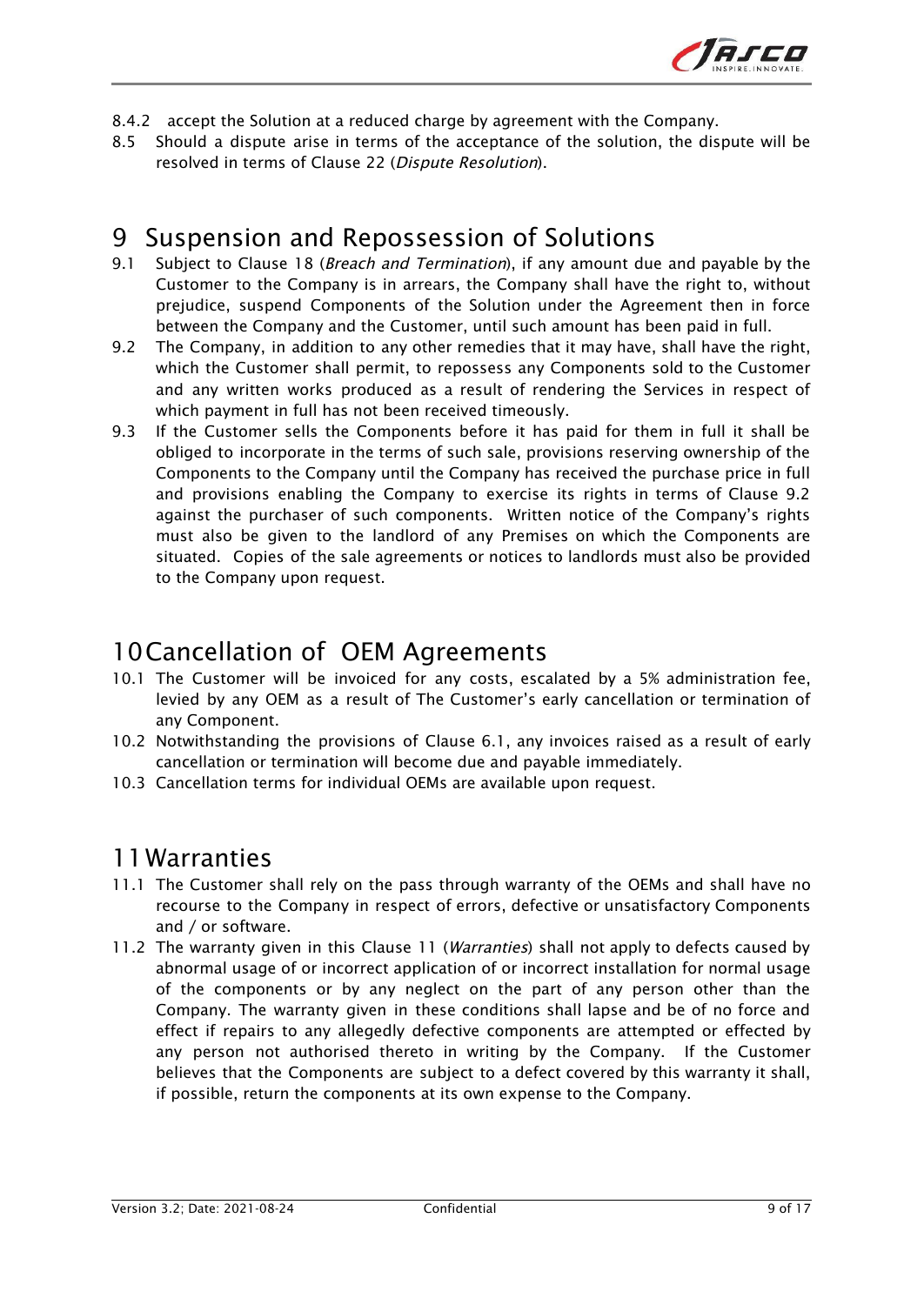8.4.2 accept the Solution at a reduced charge by agreement with the Company.

8.5 Should a dispute arise in terms of the acceptance of the solution, the dispute will be resolved in terms of Clause 22 (*Dispute Resolution*).

# 9 Suspension and Repossession of Solutions

9.1 Subject to Clause 18 (*Breach and Termination*), if any amount due and payable by the Customer to the Company is in arrears, the Company shall have the right to, without prejudice, suspend Components of the Solution under the Agreement then in force between the Company and the Customer, until such amount has been paid in full.

9.2 The Company, in addition to any other remedies that it may have, shall have the right, which the Customer shall permit, to repossess any Components sold to the Customer and any written works produced as a result of rendering the Services in respect of which payment in full has not been received timeously.

9.3 If the Customer sells the Components before it has paid for them in full it shall be obliged to incorporate in the terms of such sale, provisions reserving ownership of the Components to the Company until the Company has received the purchase price in full and provisions enabling the Company to exercise its rights in terms of Clause 9.2 against the purchaser of such components. Written notice of the Company's rights must also be given to the landlord of any Premises on which the Components are situated. Copies of the sale agreements or notices to landlords must also be provided to the Company upon request.

# 10 Cancellation of OEM Agreements

10.1 The Customer will be invoiced for any costs, escalated by a 5% administration fee, levied by any OEM as a result of The Customer's early cancellation or termination of any Component.

10.2 Notwithstanding the provisions of Clause 6.1, any invoices raised as a result of early cancellation or termination will become due and payable immediately.

10.3 Cancellation terms for individual OEMs are available upon request.

# 11 Warranties

11.1 The Customer shall rely on the pass through warranty of the OEMs and shall have no recourse to the Company in respect of errors, defective or unsatisfactory Components and / or software.

11.2 The warranty given in this Clause 11 (*Warranties*) shall not apply to defects caused by abnormal usage of or incorrect application of or incorrect installation for normal usage of the components or by any neglect on the part of any person other than the Company. The warranty given in these conditions shall lapse and be of no force and effect if repairs to any allegedly defective components are attempted or effected by any person not authorised thereto in writing by the Company. If the Customer believes that the Components are subject to a defect covered by this warranty it shall, if possible, return the components at its own expense to the Company.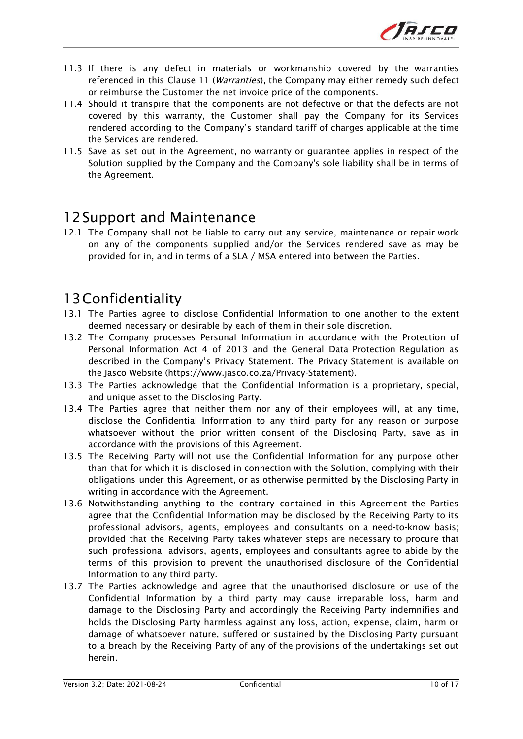11.3 If there is any defect in materials or workmanship covered by the warranties referenced in this Clause 11 (*Warranties*), the Company may either remedy such defect or reimburse the Customer the net invoice price of the components.

11.4 Should it transpire that the components are not defective or that the defects are not covered by this warranty, the Customer shall pay the Company for its Services rendered according to the Company's standard tariff of charges applicable at the time the Services are rendered.

11.5 Save as set out in the Agreement, no warranty or guarantee applies in respect of the Solution supplied by the Company and the Company's sole liability shall be in terms of the Agreement.

# 12 Support and Maintenance

12.1 The Company shall not be liable to carry out any service, maintenance or repair work on any of the components supplied and/or the Services rendered save as may be provided for in, and in terms of a SLA / MSA entered into between the Parties.

# 13 Confidentiality

13.1 The Parties agree to disclose Confidential Information to one another to the extent deemed necessary or desirable by each of them in their sole discretion.

13.2 The Company processes Personal Information in accordance with the Protection of Personal Information Act 4 of 2013 and the General Data Protection Regulation as described in the Company's Privacy Statement. The Privacy Statement is available on the Jasco Website (https://www.jasco.co.za/Privacy-Statement).

13.3 The Parties acknowledge that the Confidential Information is a proprietary, special, and unique asset to the Disclosing Party.

13.4 The Parties agree that neither them nor any of their employees will, at any time, disclose the Confidential Information to any third party for any reason or purpose whatsoever without the prior written consent of the Disclosing Party, save as in accordance with the provisions of this Agreement.

13.5 The Receiving Party will not use the Confidential Information for any purpose other than that for which it is disclosed in connection with the Solution, complying with their obligations under this Agreement, or as otherwise permitted by the Disclosing Party in writing in accordance with the Agreement.

13.6 Notwithstanding anything to the contrary contained in this Agreement the Parties agree that the Confidential Information may be disclosed by the Receiving Party to its professional advisors, agents, employees and consultants on a need-to-know basis; provided that the Receiving Party takes whatever steps are necessary to procure that such professional advisors, agents, employees and consultants agree to abide by the terms of this provision to prevent the unauthorised disclosure of the Confidential Information to any third party.

13.7 The Parties acknowledge and agree that the unauthorised disclosure or use of the Confidential Information by a third party may cause irreparable loss, harm and damage to the Disclosing Party and accordingly the Receiving Party indemnifies and holds the Disclosing Party harmless against any loss, action, expense, claim, harm or damage of whatsoever nature, suffered or sustained by the Disclosing Party pursuant to a breach by the Receiving Party of any of the provisions of the undertakings set out herein.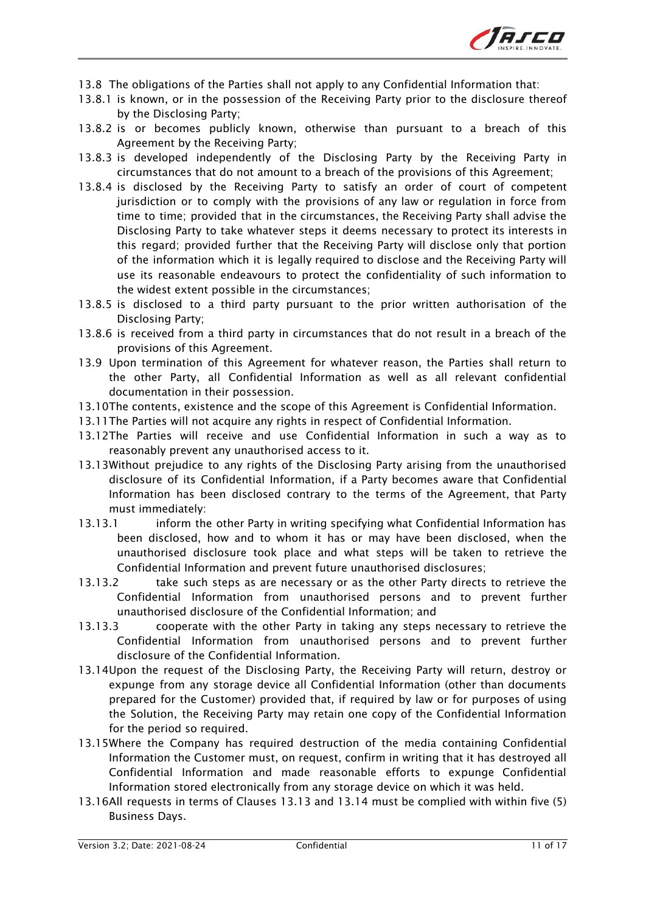13.8 The obligations of the Parties shall not apply to any Confidential Information that:

13.8.1 is known, or in the possession of the Receiving Party prior to the disclosure thereof by the Disclosing Party;

13.8.2 is or becomes publicly known, otherwise than pursuant to a breach of this Agreement by the Receiving Party;

13.8.3 is developed independently of the Disclosing Party by the Receiving Party in circumstances that do not amount to a breach of the provisions of this Agreement;

13.8.4 is disclosed by the Receiving Party to satisfy an order of court of competent jurisdiction or to comply with the provisions of any law or regulation in force from time to time; provided that in the circumstances, the Receiving Party shall advise the Disclosing Party to take whatever steps it deems necessary to protect its interests in this regard; provided further that the Receiving Party will disclose only that portion of the information which it is legally required to disclose and the Receiving Party will use its reasonable endeavours to protect the confidentiality of such information to the widest extent possible in the circumstances;

13.8.5 is disclosed to a third party pursuant to the prior written authorisation of the Disclosing Party;

13.8.6 is received from a third party in circumstances that do not result in a breach of the provisions of this Agreement.

13.9 Upon termination of this Agreement for whatever reason, the Parties shall return to the other Party, all Confidential Information as well as all relevant confidential documentation in their possession.

13.10 The contents, existence and the scope of this Agreement is Confidential Information.

13.11 The Parties will not acquire any rights in respect of Confidential Information.

13.12 The Parties will receive and use Confidential Information in such a way as to reasonably prevent any unauthorised access to it.

13.13 Without prejudice to any rights of the Disclosing Party arising from the unauthorised disclosure of its Confidential Information, if a Party becomes aware that Confidential Information has been disclosed contrary to the terms of the Agreement, that Party must immediately:

13.13.1 inform the other Party in writing specifying what Confidential Information has been disclosed, how and to whom it has or may have been disclosed, when the unauthorised disclosure took place and what steps will be taken to retrieve the Confidential Information and prevent future unauthorised disclosures;

13.13.2 take such steps as are necessary or as the other Party directs to retrieve the Confidential Information from unauthorised persons and to prevent further unauthorised disclosure of the Confidential Information; and

13.13.3 cooperate with the other Party in taking any steps necessary to retrieve the Confidential Information from unauthorised persons and to prevent further disclosure of the Confidential Information.

13.14 Upon the request of the Disclosing Party, the Receiving Party will return, destroy or expunge from any storage device all Confidential Information (other than documents prepared for the Customer) provided that, if required by law or for purposes of using the Solution, the Receiving Party may retain one copy of the Confidential Information for the period so required.

13.15 Where the Company has required destruction of the media containing Confidential Information the Customer must, on request, confirm in writing that it has destroyed all Confidential Information and made reasonable efforts to expunge Confidential Information stored electronically from any storage device on which it was held.

13.16 All requests in terms of Clauses 13.13 and 13.14 must be complied with within five (5) Business Days.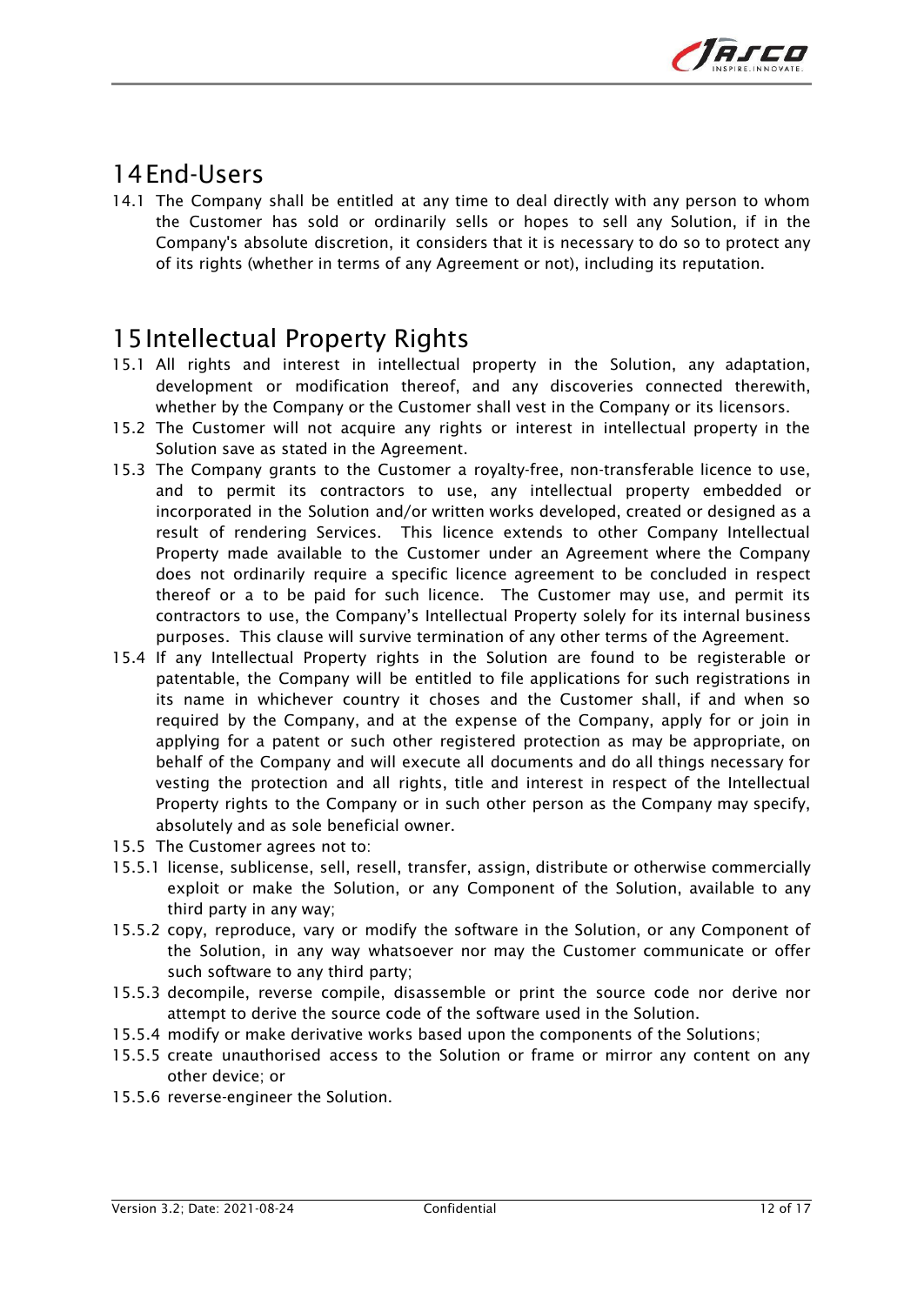## 14 End-Users

14.1 The Company shall be entitled at any time to deal directly with any person to whom the Customer has sold or ordinarily sells or hopes to sell any Solution, if in the Company's absolute discretion, it considers that it is necessary to do so to protect any of its rights (whether in terms of any Agreement or not), including its reputation.

## 15 Intellectual Property Rights

15.1 All rights and interest in intellectual property in the Solution, any adaptation, development or modification thereof, and any discoveries connected therewith, whether by the Company or the Customer shall vest in the Company or its licensors.

15.2 The Customer will not acquire any rights or interest in intellectual property in the Solution save as stated in the Agreement.

15.3 The Company grants to the Customer a royalty-free, non-transferable licence to use, and to permit its contractors to use, any intellectual property embedded or incorporated in the Solution and/or written works developed, created or designed as a result of rendering Services. This licence extends to other Company Intellectual Property made available to the Customer under an Agreement where the Company does not ordinarily require a specific licence agreement to be concluded in respect thereof or a to be paid for such licence. The Customer may use, and permit its contractors to use, the Company's Intellectual Property solely for its internal business purposes. This clause will survive termination of any other terms of the Agreement.

15.4 If any Intellectual Property rights in the Solution are found to be registerable or patentable, the Company will be entitled to file applications for such registrations in its name in whichever country it choses and the Customer shall, if and when so required by the Company, and at the expense of the Company, apply for or join in applying for a patent or such other registered protection as may be appropriate, on behalf of the Company and will execute all documents and do all things necessary for vesting the protection and all rights, title and interest in respect of the Intellectual Property rights to the Company or in such other person as the Company may specify, absolutely and as sole beneficial owner.

15.5 The Customer agrees not to:

15.5.1 license, sublicense, sell, resell, transfer, assign, distribute or otherwise commercially exploit or make the Solution, or any Component of the Solution, available to any third party in any way;

15.5.2 copy, reproduce, vary or modify the software in the Solution, or any Component of the Solution, in any way whatsoever nor may the Customer communicate or offer such software to any third party;

15.5.3 decompile, reverse compile, disassemble or print the source code nor derive nor attempt to derive the source code of the software used in the Solution.

15.5.4 modify or make derivative works based upon the components of the Solutions;

15.5.5 create unauthorised access to the Solution or frame or mirror any content on any other device; or

15.5.6 reverse-engineer the Solution.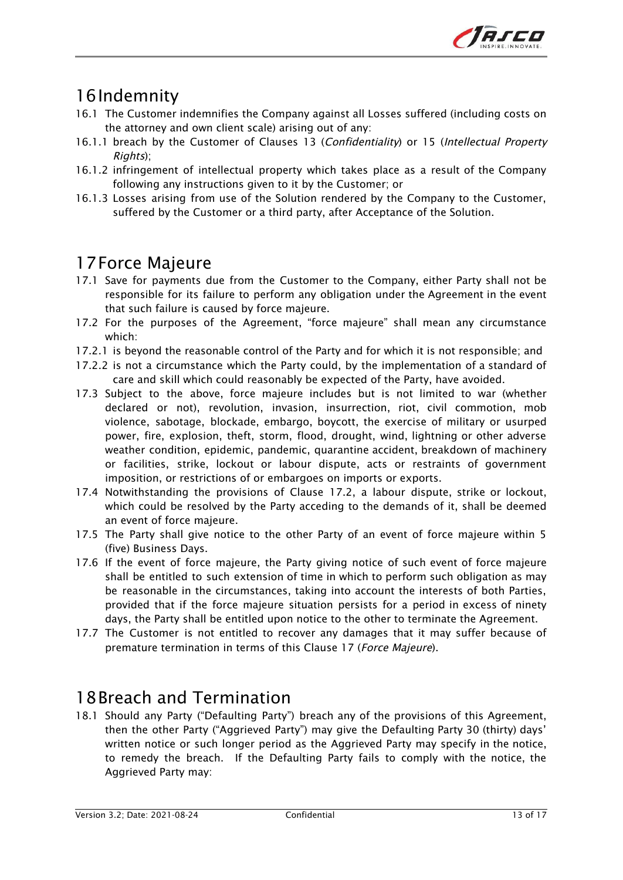# 16 Indemnity

16.1 The Customer indemnifies the Company against all Losses suffered (including costs on the attorney and own client scale) arising out of any:

16.1.1 breach by the Customer of Clauses 13 (*Confidentiality*) or 15 (*Intellectual Property Rights*);

16.1.2 infringement of intellectual property which takes place as a result of the Company following any instructions given to it by the Customer; or

16.1.3 Losses arising from use of the Solution rendered by the Company to the Customer, suffered by the Customer or a third party, after Acceptance of the Solution.

# 17 Force Majeure

17.1 Save for payments due from the Customer to the Company, either Party shall not be responsible for its failure to perform any obligation under the Agreement in the event that such failure is caused by force majeure.

17.2 For the purposes of the Agreement, "force majeure" shall mean any circumstance which:

17.2.1 is beyond the reasonable control of the Party and for which it is not responsible; and

17.2.2 is not a circumstance which the Party could, by the implementation of a standard of care and skill which could reasonably be expected of the Party, have avoided.

17.3 Subject to the above, force majeure includes but is not limited to war (whether declared or not), revolution, invasion, insurrection, riot, civil commotion, mob violence, sabotage, blockade, embargo, boycott, the exercise of military or usurped power, fire, explosion, theft, storm, flood, drought, wind, lightning or other adverse weather condition, epidemic, pandemic, quarantine accident, breakdown of machinery or facilities, strike, lockout or labour dispute, acts or restraints of government imposition, or restrictions of or embargoes on imports or exports.

17.4 Notwithstanding the provisions of Clause 17.2, a labour dispute, strike or lockout, which could be resolved by the Party acceding to the demands of it, shall be deemed an event of force majeure.

17.5 The Party shall give notice to the other Party of an event of force majeure within 5 (five) Business Days.

17.6 If the event of force majeure, the Party giving notice of such event of force majeure shall be entitled to such extension of time in which to perform such obligation as may be reasonable in the circumstances, taking into account the interests of both Parties, provided that if the force majeure situation persists for a period in excess of ninety days, the Party shall be entitled upon notice to the other to terminate the Agreement.

17.7 The Customer is not entitled to recover any damages that it may suffer because of premature termination in terms of this Clause 17 (*Force Majeure*).

# 18 Breach and Termination

18.1 Should any Party ("Defaulting Party") breach any of the provisions of this Agreement, then the other Party ("Aggrieved Party") may give the Defaulting Party 30 (thirty) days' written notice or such longer period as the Aggrieved Party may specify in the notice, to remedy the breach. If the Defaulting Party fails to comply with the notice, the Aggrieved Party may: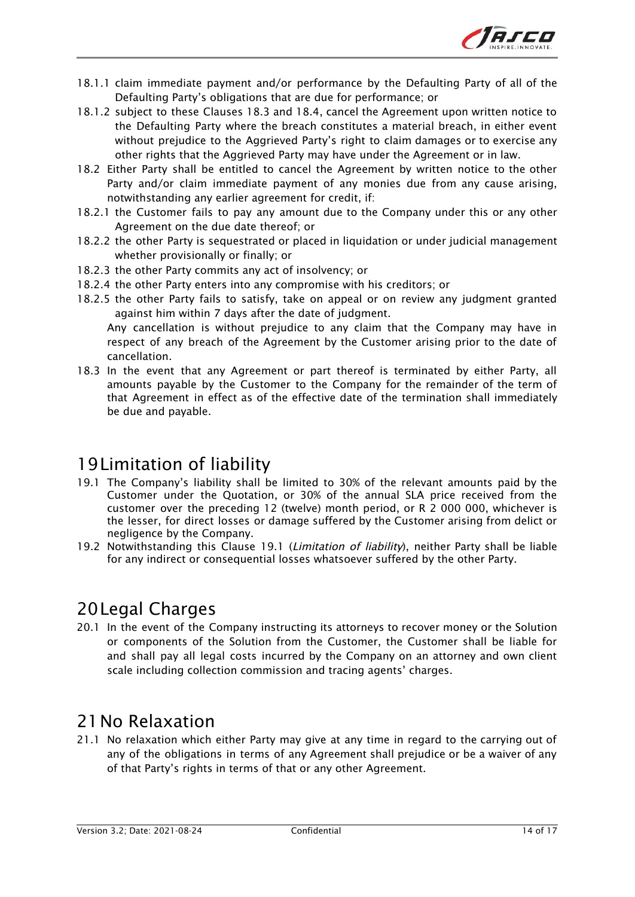18.1.1 claim immediate payment and/or performance by the Defaulting Party of all of the Defaulting Party's obligations that are due for performance; or

18.1.2 subject to these Clauses 18.3 and 18.4, cancel the Agreement upon written notice to the Defaulting Party where the breach constitutes a material breach, in either event without prejudice to the Aggrieved Party's right to claim damages or to exercise any other rights that the Aggrieved Party may have under the Agreement or in law.

18.2 Either Party shall be entitled to cancel the Agreement by written notice to the other Party and/or claim immediate payment of any monies due from any cause arising, notwithstanding any earlier agreement for credit, if:

18.2.1 the Customer fails to pay any amount due to the Company under this or any other Agreement on the due date thereof; or

18.2.2 the other Party is sequestrated or placed in liquidation or under judicial management whether provisionally or finally; or

18.2.3 the other Party commits any act of insolvency; or

18.2.4 the other Party enters into any compromise with his creditors; or

18.2.5 the other Party fails to satisfy, take on appeal or on review any judgment granted against him within 7 days after the date of judgment.

Any cancellation is without prejudice to any claim that the Company may have in respect of any breach of the Agreement by the Customer arising prior to the date of cancellation.

18.3 In the event that any Agreement or part thereof is terminated by either Party, all amounts payable by the Customer to the Company for the remainder of the term of that Agreement in effect as of the effective date of the termination shall immediately be due and payable.

# 19 Limitation of liability

19.1 The Company's liability shall be limited to 30% of the relevant amounts paid by the Customer under the Quotation, or 30% of the annual SLA price received from the customer over the preceding 12 (twelve) month period, or R 2 000 000, whichever is the lesser, for direct losses or damage suffered by the Customer arising from delict or negligence by the Company.

19.2 Notwithstanding this Clause 19.1 (*Limitation of liability*), neither Party shall be liable for any indirect or consequential losses whatsoever suffered by the other Party.

# 20 Legal Charges

20.1 In the event of the Company instructing its attorneys to recover money or the Solution or components of the Solution from the Customer, the Customer shall be liable for and shall pay all legal costs incurred by the Company on an attorney and own client scale including collection commission and tracing agents' charges.

# 21 No Relaxation

21.1 No relaxation which either Party may give at any time in regard to the carrying out of any of the obligations in terms of any Agreement shall prejudice or be a waiver of any of that Party's rights in terms of that or any other Agreement.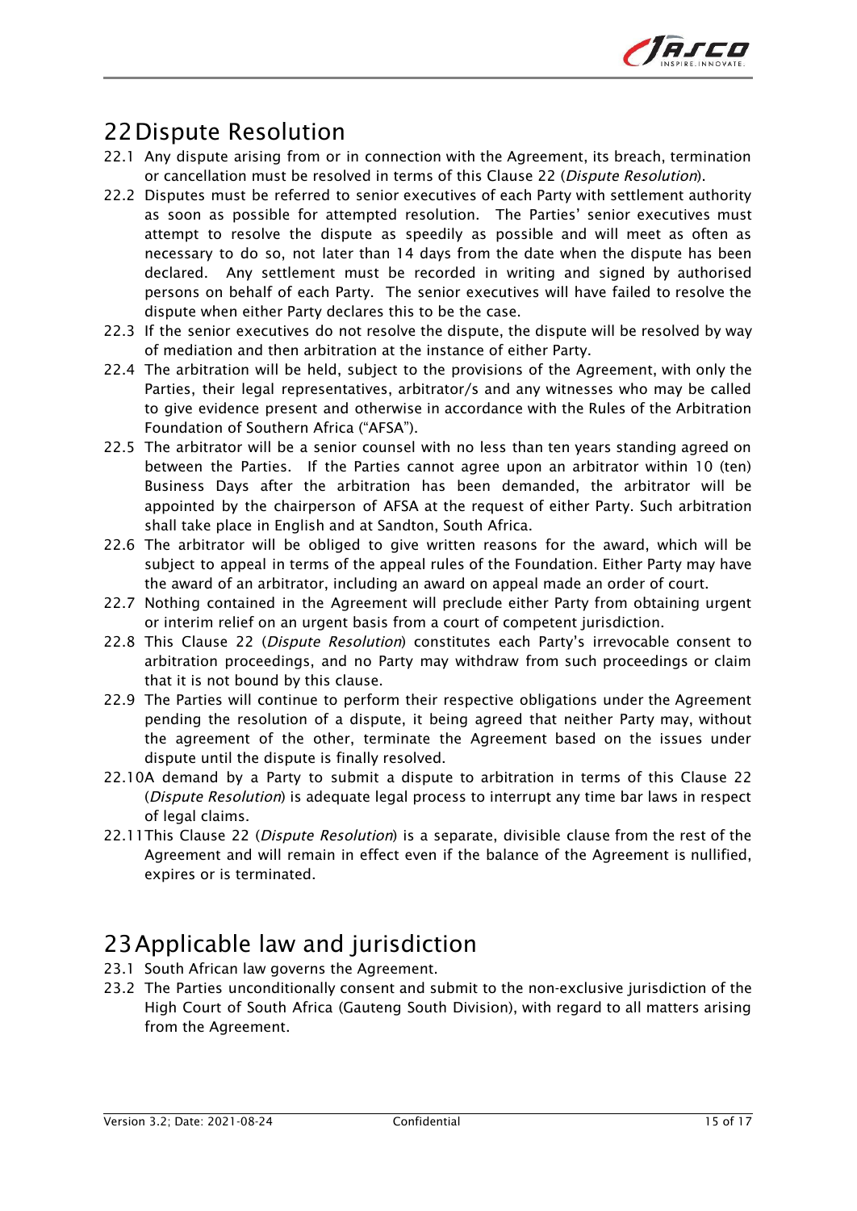## 22 Dispute Resolution

22.1 Any dispute arising from or in connection with the Agreement, its breach, termination or cancellation must be resolved in terms of this Clause 22 (*Dispute Resolution*).

22.2 Disputes must be referred to senior executives of each Party with settlement authority as soon as possible for attempted resolution. The Parties' senior executives must attempt to resolve the dispute as speedily as possible and will meet as often as necessary to do so, not later than 14 days from the date when the dispute has been declared. Any settlement must be recorded in writing and signed by authorised persons on behalf of each Party. The senior executives will have failed to resolve the dispute when either Party declares this to be the case.

22.3 If the senior executives do not resolve the dispute, the dispute will be resolved by way of mediation and then arbitration at the instance of either Party.

22.4 The arbitration will be held, subject to the provisions of the Agreement, with only the Parties, their legal representatives, arbitrator/s and any witnesses who may be called to give evidence present and otherwise in accordance with the Rules of the Arbitration Foundation of Southern Africa ("AFSA").

22.5 The arbitrator will be a senior counsel with no less than ten years standing agreed on between the Parties. If the Parties cannot agree upon an arbitrator within 10 (ten) Business Days after the arbitration has been demanded, the arbitrator will be appointed by the chairperson of AFSA at the request of either Party. Such arbitration shall take place in English and at Sandton, South Africa.

22.6 The arbitrator will be obliged to give written reasons for the award, which will be subject to appeal in terms of the appeal rules of the Foundation. Either Party may have the award of an arbitrator, including an award on appeal made an order of court.

22.7 Nothing contained in the Agreement will preclude either Party from obtaining urgent or interim relief on an urgent basis from a court of competent jurisdiction.

22.8 This Clause 22 (*Dispute Resolution*) constitutes each Party's irrevocable consent to arbitration proceedings, and no Party may withdraw from such proceedings or claim that it is not bound by this clause.

22.9 The Parties will continue to perform their respective obligations under the Agreement pending the resolution of a dispute, it being agreed that neither Party may, without the agreement of the other, terminate the Agreement based on the issues under dispute until the dispute is finally resolved.

22.10 A demand by a Party to submit a dispute to arbitration in terms of this Clause 22 (*Dispute Resolution*) is adequate legal process to interrupt any time bar laws in respect of legal claims.

22.11 This Clause 22 (*Dispute Resolution*) is a separate, divisible clause from the rest of the Agreement and will remain in effect even if the balance of the Agreement is nullified, expires or is terminated.

## 23 Applicable law and jurisdiction

23.1 South African law governs the Agreement.

23.2 The Parties unconditionally consent and submit to the non-exclusive jurisdiction of the High Court of South Africa (Gauteng South Division), with regard to all matters arising from the Agreement.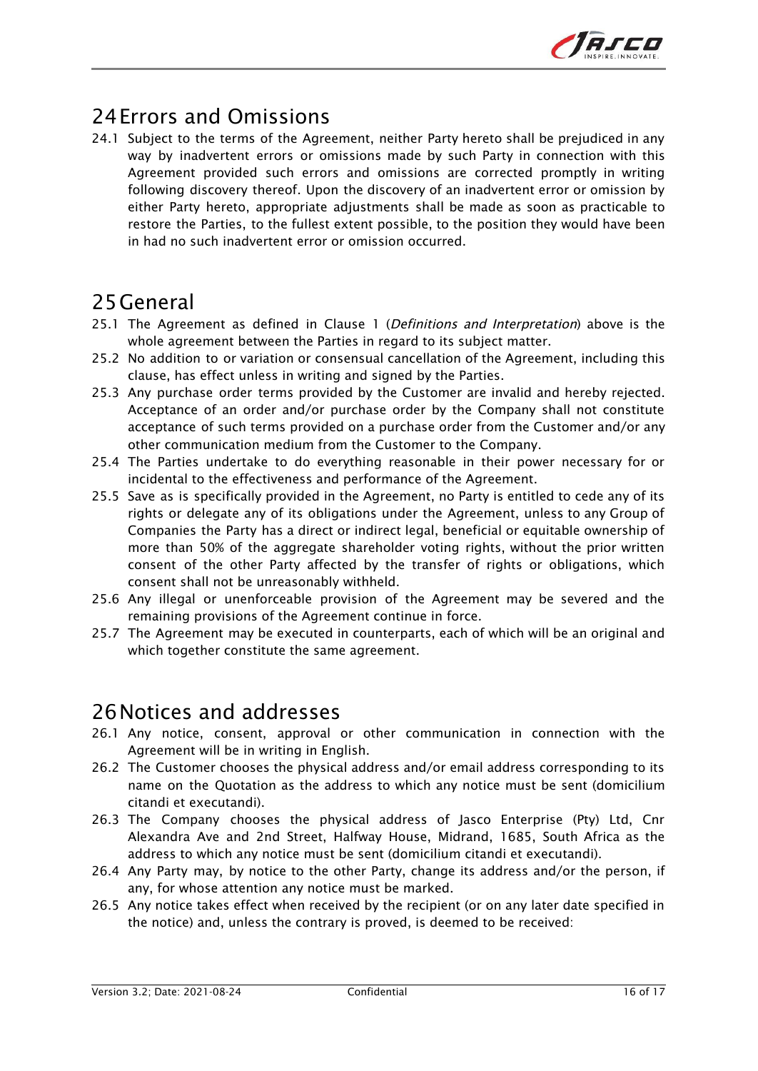# 24 Errors and Omissions

24.1 Subject to the terms of the Agreement, neither Party hereto shall be prejudiced in any way by inadvertent errors or omissions made by such Party in connection with this Agreement provided such errors and omissions are corrected promptly in writing following discovery thereof. Upon the discovery of an inadvertent error or omission by either Party hereto, appropriate adjustments shall be made as soon as practicable to restore the Parties, to the fullest extent possible, to the position they would have been in had no such inadvertent error or omission occurred.

# 25 General

25.1 The Agreement as defined in Clause 1 (*Definitions and Interpretation*) above is the whole agreement between the Parties in regard to its subject matter.

25.2 No addition to or variation or consensual cancellation of the Agreement, including this clause, has effect unless in writing and signed by the Parties.

25.3 Any purchase order terms provided by the Customer are invalid and hereby rejected. Acceptance of an order and/or purchase order by the Company shall not constitute acceptance of such terms provided on a purchase order from the Customer and/or any other communication medium from the Customer to the Company.

25.4 The Parties undertake to do everything reasonable in their power necessary for or incidental to the effectiveness and performance of the Agreement.

25.5 Save as is specifically provided in the Agreement, no Party is entitled to cede any of its rights or delegate any of its obligations under the Agreement, unless to any Group of Companies the Party has a direct or indirect legal, beneficial or equitable ownership of more than 50% of the aggregate shareholder voting rights, without the prior written consent of the other Party affected by the transfer of rights or obligations, which consent shall not be unreasonably withheld.

25.6 Any illegal or unenforceable provision of the Agreement may be severed and the remaining provisions of the Agreement continue in force.

25.7 The Agreement may be executed in counterparts, each of which will be an original and which together constitute the same agreement.

# 26 Notices and addresses

26.1 Any notice, consent, approval or other communication in connection with the Agreement will be in writing in English.

26.2 The Customer chooses the physical address and/or email address corresponding to its name on the Quotation as the address to which any notice must be sent (domicilium citandi et executandi).

26.3 The Company chooses the physical address of Jasco Enterprise (Pty) Ltd, Cnr Alexandra Ave and 2nd Street, Halfway House, Midrand, 1685, South Africa as the address to which any notice must be sent (domicilium citandi et executandi).

26.4 Any Party may, by notice to the other Party, change its address and/or the person, if any, for whose attention any notice must be marked.

26.5 Any notice takes effect when received by the recipient (or on any later date specified in the notice) and, unless the contrary is proved, is deemed to be received: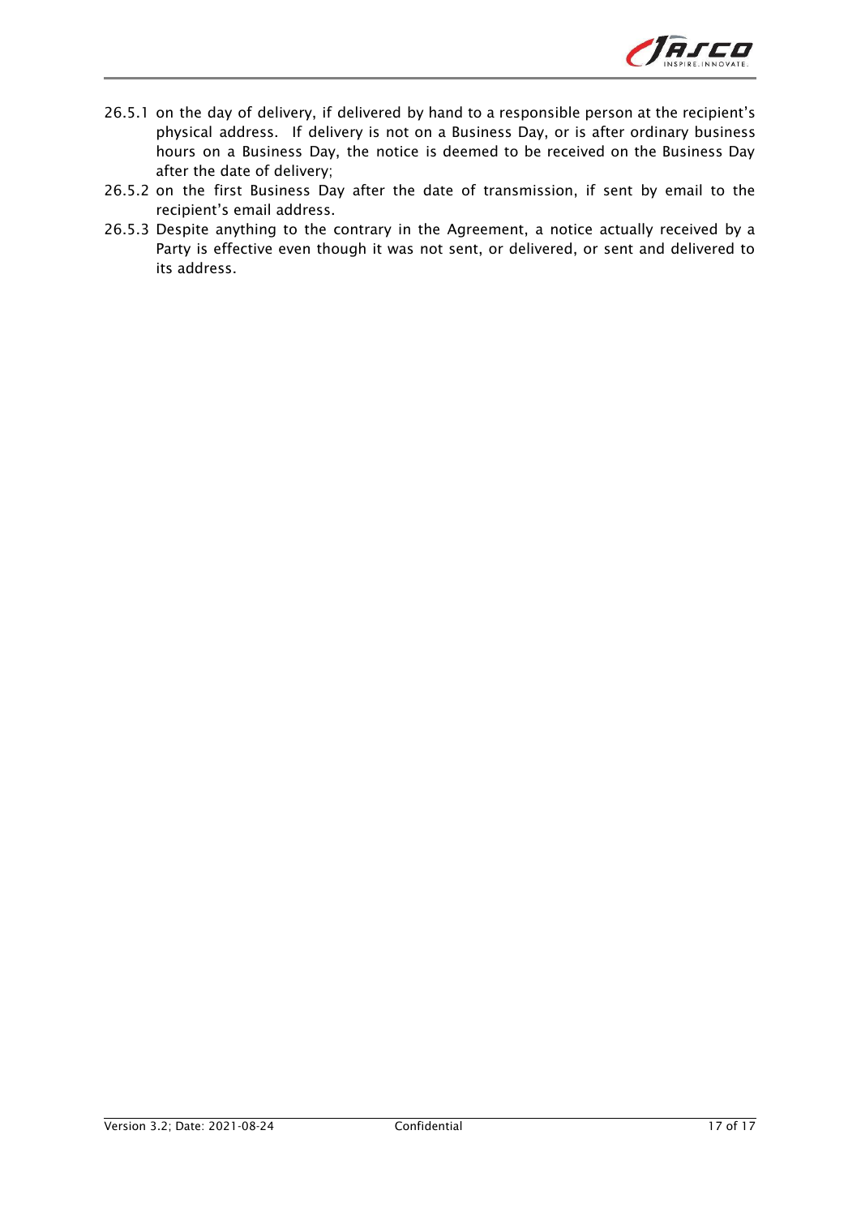26.5.1 on the day of delivery, if delivered by hand to a responsible person at the recipient's physical address. If delivery is not on a Business Day, or is after ordinary business hours on a Business Day, the notice is deemed to be received on the Business Day after the date of delivery;

26.5.2 on the first Business Day after the date of transmission, if sent by email to the recipient's email address.

26.5.3 Despite anything to the contrary in the Agreement, a notice actually received by a Party is effective even though it was not sent, or delivered, or sent and delivered to its address.